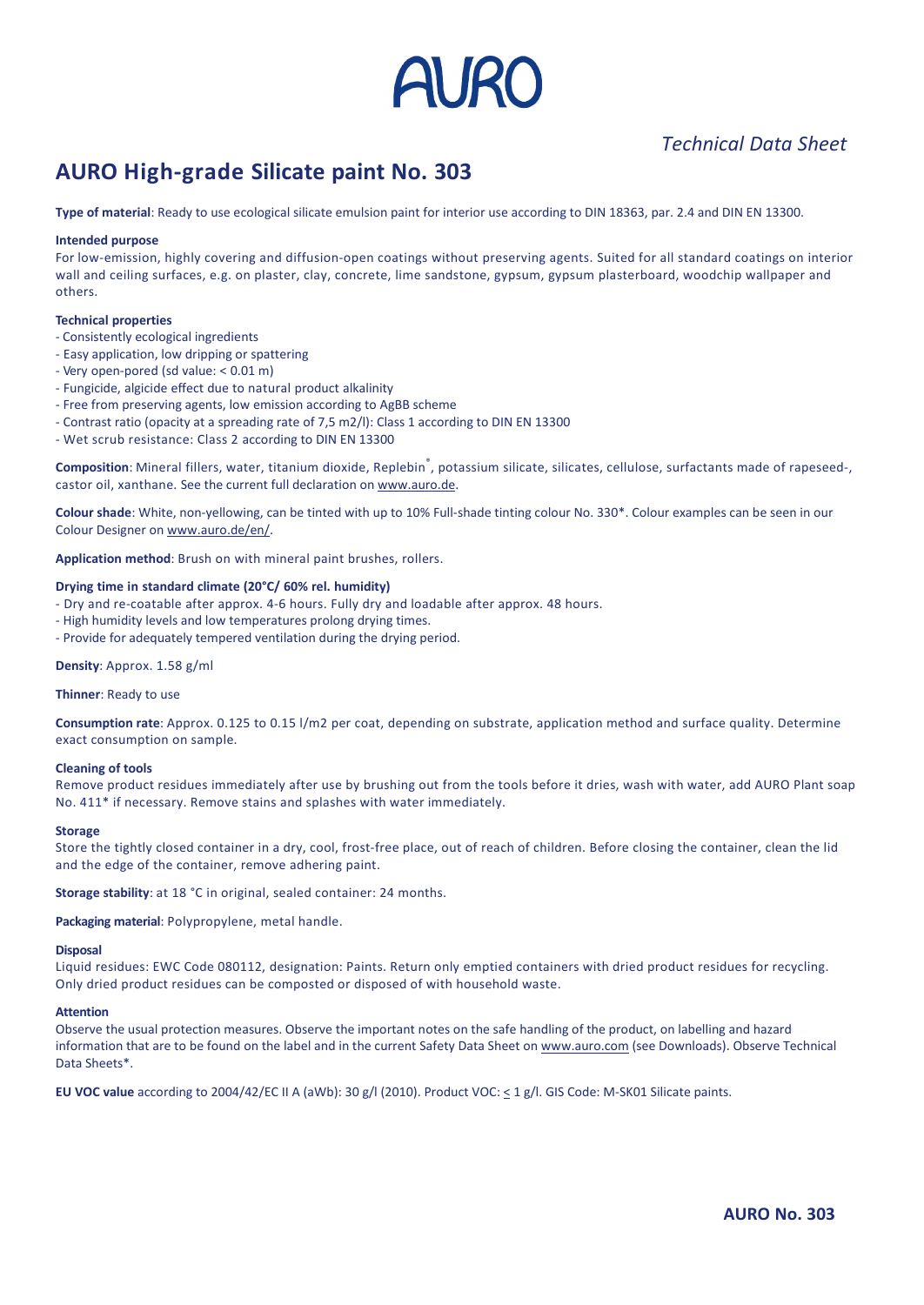# AURO

*Technical Data Sheet*

## AURO High-grade Silicate paint No. 303

**Type of material**: Ready to use ecological silicate emulsion paint for interior use according to DIN 18363, par. 2.4 and DIN EN 13300.

**Intended purpose**

For low-emission, highly covering and diffusion-open coatings without preserving agents. Suited for all standard coatings on interior wall and ceiling surfaces, e.g. on plaster, clay, concrete, lime sandstone, gypsum, gypsum plasterboard, woodchip wallpaper and others.

**Technical properties**

- Consistently ecological ingredients
- Easy application, low dripping or spattering
- Very open-pored (sd value: < 0.01 m)
- Fungicide, algicide effect due to natural product alkalinity
- Free from preserving agents, low emission according to AgBB scheme
- Contrast ratio (opacity at a spreading rate of 7,5 m2/l): Class 1 according to DIN EN 13300
- Wet scrub resistance: Class 2 according to DIN EN 13300

**Composition**: Mineral fillers, water, titanium dioxide, Replebin®, potassium silicate, silicates, cellulose, surfactants made of rapeseed-, castor oil, xanthane. See the current full declaration on www.auro.de.

**Colour shade**: White, non-yellowing, can be tinted with up to 10% Full-shade tinting colour No. 330*. Colour examples can be seen in our Colour Designer on www.auro.de/en/.

**Application method**: Brush on with mineral paint brushes, rollers.

**Drying time in standard climate (20°C/ 60% rel. humidity)**

- Dry and re-coatable after approx. 4-6 hours. Fully dry and loadable after approx. 48 hours.
- High humidity levels and low temperatures prolong drying times.
- Provide for adequately tempered ventilation during the drying period.

**Density**: Approx. 1.58 g/ml

**Thinner**: Ready to use

**Consumption rate**: Approx. 0.125 to 0.15 l/m2 per coat, depending on substrate, application method and surface quality. Determine exact consumption on sample.

**Cleaning of tools**

Remove product residues immediately after use by brushing out from the tools before it dries, wash with water, add AURO Plant soap No. 411* if necessary. Remove stains and splashes with water immediately.

**Storage**

Store the tightly closed container in a dry, cool, frost-free place, out of reach of children. Before closing the container, clean the lid and the edge of the container, remove adhering paint.

**Storage stability**: at 18 °C in original, sealed container: 24 months.

**Packaging material**: Polypropylene, metal handle.

**Disposal**

Liquid residues: EWC Code 080112, designation: Paints. Return only emptied containers with dried product residues for recycling. Only dried product residues can be composted or disposed of with household waste.

**Attention**

Observe the usual protection measures. Observe the important notes on the safe handling of the product, on labelling and hazard information that are to be found on the label and in the current Safety Data Sheet on www.auro.com (see Downloads). Observe Technical Data Sheets*.

**EU VOC value** according to 2004/42/EC II A (aWb): 30 g/l (2010). Product VOC: ≤ 1 g/l. GIS Code: M-SK01 Silicate paints.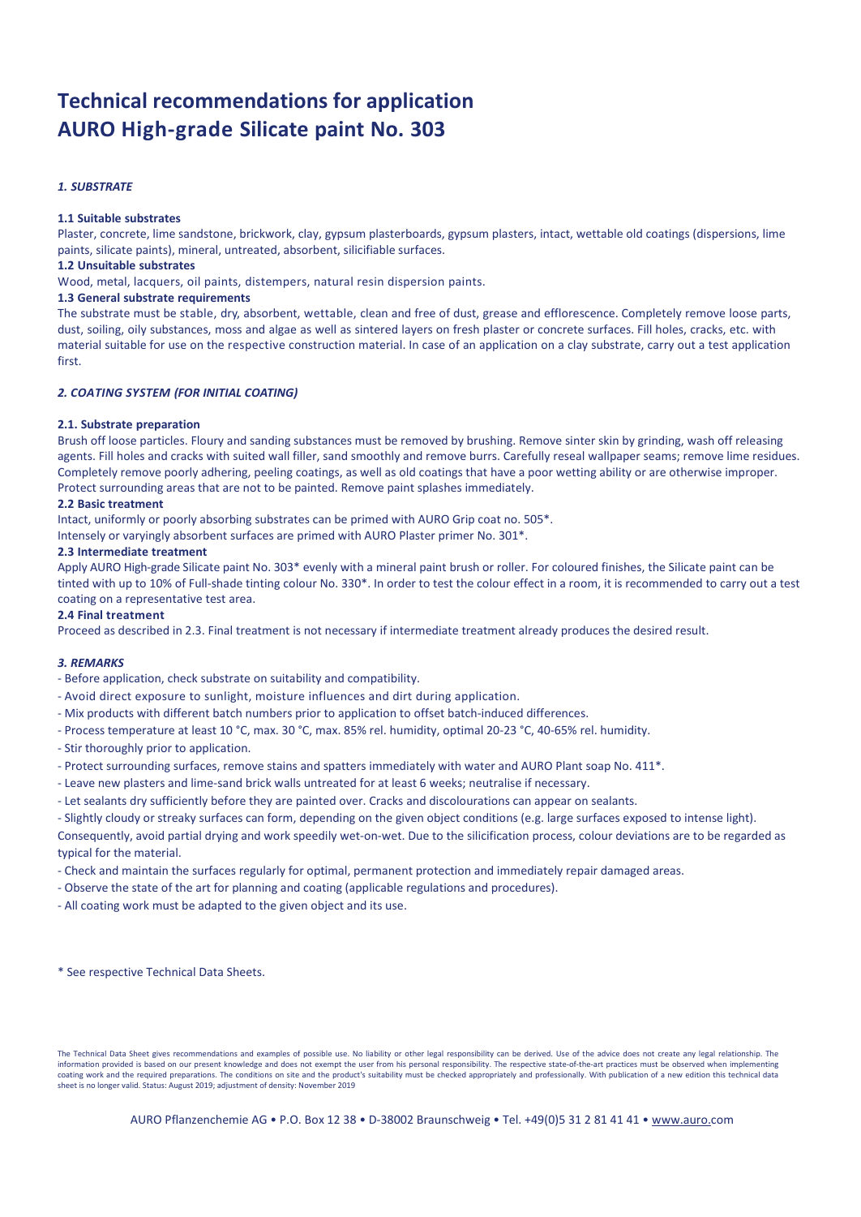# Technical recommendations for application
# AURO High-grade Silicate paint No. 303

### *1. SUBSTRATE*

**1.1 Suitable substrates**

Plaster, concrete, lime sandstone, brickwork, clay, gypsum plasterboards, gypsum plasters, intact, wettable old coatings (dispersions, lime paints, silicate paints), mineral, untreated, absorbent, silicifiable surfaces.

**1.2 Unsuitable substrates**

Wood, metal, lacquers, oil paints, distempers, natural resin dispersion paints.

**1.3 General substrate requirements**

The substrate must be stable, dry, absorbent, wettable, clean and free of dust, grease and efflorescence. Completely remove loose parts, dust, soiling, oily substances, moss and algae as well as sintered layers on fresh plaster or concrete surfaces. Fill holes, cracks, etc. with material suitable for use on the respective construction material. In case of an application on a clay substrate, carry out a test application first.

### *2. COATING SYSTEM (FOR INITIAL COATING)*

**2.1. Substrate preparation**

Brush off loose particles. Floury and sanding substances must be removed by brushing. Remove sinter skin by grinding, wash off releasing agents. Fill holes and cracks with suited wall filler, sand smoothly and remove burrs. Carefully reseal wallpaper seams; remove lime residues. Completely remove poorly adhering, peeling coatings, as well as old coatings that have a poor wetting ability or are otherwise improper. Protect surrounding areas that are not to be painted. Remove paint splashes immediately.

**2.2 Basic treatment**

Intact, uniformly or poorly absorbing substrates can be primed with AURO Grip coat no. 505*.

Intensely or varyingly absorbent surfaces are primed with AURO Plaster primer No. 301*.

**2.3 Intermediate treatment**

Apply AURO High-grade Silicate paint No. 303* evenly with a mineral paint brush or roller. For coloured finishes, the Silicate paint can be tinted with up to 10% of Full-shade tinting colour No. 330*. In order to test the colour effect in a room, it is recommended to carry out a test coating on a representative test area.

**2.4 Final treatment**

Proceed as described in 2.3. Final treatment is not necessary if intermediate treatment already produces the desired result.

### *3. REMARKS*

- Before application, check substrate on suitability and compatibility.
- Avoid direct exposure to sunlight, moisture influences and dirt during application.
- Mix products with different batch numbers prior to application to offset batch-induced differences.
- Process temperature at least 10 °C, max. 30 °C, max. 85% rel. humidity, optimal 20-23 °C, 40-65% rel. humidity.
- Stir thoroughly prior to application.
- Protect surrounding surfaces, remove stains and spatters immediately with water and AURO Plant soap No. 411*.
- Leave new plasters and lime-sand brick walls untreated for at least 6 weeks; neutralise if necessary.
- Let sealants dry sufficiently before they are painted over. Cracks and discolourations can appear on sealants.
- Slightly cloudy or streaky surfaces can form, depending on the given object conditions (e.g. large surfaces exposed to intense light).

Consequently, avoid partial drying and work speedily wet-on-wet. Due to the silicification process, colour deviations are to be regarded as typical for the material.

- Check and maintain the surfaces regularly for optimal, permanent protection and immediately repair damaged areas.
- Observe the state of the art for planning and coating (applicable regulations and procedures).
- All coating work must be adapted to the given object and its use.

\* See respective Technical Data Sheets.

The Technical Data Sheet gives recommendations and examples of possible use. No liability or other legal responsibility can be derived. Use of the advice does not create any legal relationship. The information provided is based on our present knowledge and does not exempt the user from his personal responsibility. The respective state-of-the-art practices must be observed when implementing coating work and the required preparations. The conditions on site and the product's suitability must be checked appropriately and professionally. With publication of a new edition this technical data sheet is no longer valid. Status: August 2019; adjustment of density: November 2019

AURO Pflanzenchemie AG • P.O. Box 12 38 • D-38002 Braunschweig • Tel. +49(0)5 31 2 81 41 41 • www.auro.com